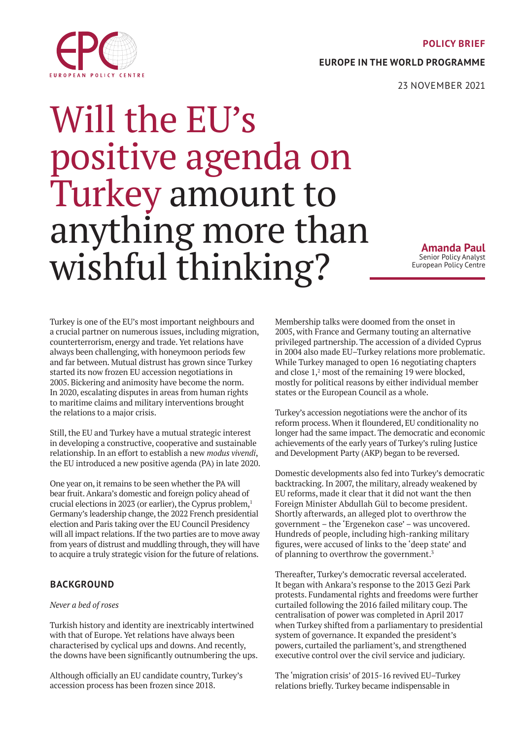POLICY BRIEF

EUROPE IN THE WORLD PROGRAMME

23 NOVEMBER 2021

# Will the EU's positive agenda on Turkey amount to anything more than wishful thinking?

**Amanda Paul**
Senior Policy Analyst
European Policy Centre

Turkey is one of the EU's most important neighbours and a crucial partner on numerous issues, including migration, counterterrorism, energy and trade. Yet relations have always been challenging, with honeymoon periods few and far between. Mutual distrust has grown since Turkey started its now frozen EU accession negotiations in 2005. Bickering and animosity have become the norm. In 2020, escalating disputes in areas from human rights to maritime claims and military interventions brought the relations to a major crisis.

Still, the EU and Turkey have a mutual strategic interest in developing a constructive, cooperative and sustainable relationship. In an effort to establish a new *modus vivendi*, the EU introduced a new positive agenda (PA) in late 2020.

One year on, it remains to be seen whether the PA will bear fruit. Ankara's domestic and foreign policy ahead of crucial elections in 2023 (or earlier), the Cyprus problem,[1] Germany's leadership change, the 2022 French presidential election and Paris taking over the EU Council Presidency will all impact relations. If the two parties are to move away from years of distrust and muddling through, they will have to acquire a truly strategic vision for the future of relations.

## BACKGROUND

*Never a bed of roses*

Turkish history and identity are inextricably intertwined with that of Europe. Yet relations have always been characterised by cyclical ups and downs. And recently, the downs have been significantly outnumbering the ups.

Although officially an EU candidate country, Turkey's accession process has been frozen since 2018.

Membership talks were doomed from the onset in 2005, with France and Germany touting an alternative privileged partnership. The accession of a divided Cyprus in 2004 also made EU–Turkey relations more problematic. While Turkey managed to open 16 negotiating chapters and close 1,[2] most of the remaining 19 were blocked, mostly for political reasons by either individual member states or the European Council as a whole.

Turkey's accession negotiations were the anchor of its reform process. When it floundered, EU conditionality no longer had the same impact. The democratic and economic achievements of the early years of Turkey's ruling Justice and Development Party (AKP) began to be reversed.

Domestic developments also fed into Turkey's democratic backtracking. In 2007, the military, already weakened by EU reforms, made it clear that it did not want the then Foreign Minister Abdullah Gül to become president. Shortly afterwards, an alleged plot to overthrow the government – the 'Ergenekon case' – was uncovered. Hundreds of people, including high-ranking military figures, were accused of links to the 'deep state' and of planning to overthrow the government.[3]

Thereafter, Turkey's democratic reversal accelerated. It began with Ankara's response to the 2013 Gezi Park protests. Fundamental rights and freedoms were further curtailed following the 2016 failed military coup. The centralisation of power was completed in April 2017 when Turkey shifted from a parliamentary to presidential system of governance. It expanded the president's powers, curtailed the parliament's, and strengthened executive control over the civil service and judiciary.

The 'migration crisis' of 2015-16 revived EU–Turkey relations briefly. Turkey became indispensable in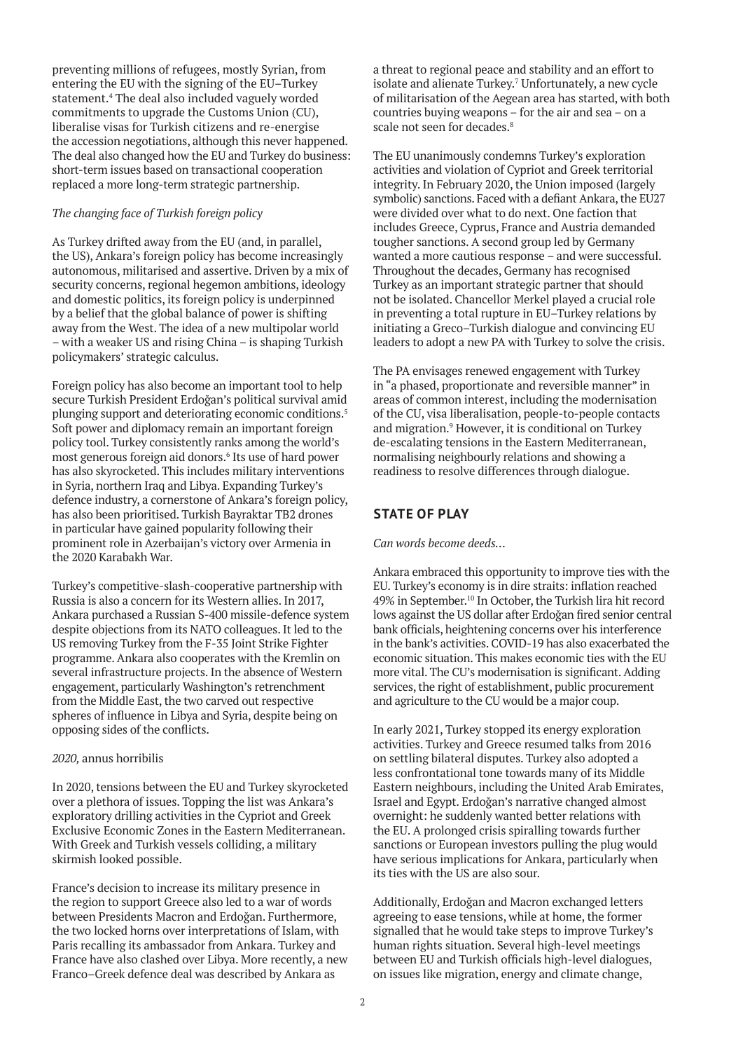preventing millions of refugees, mostly Syrian, from entering the EU with the signing of the EU–Turkey statement.[4] The deal also included vaguely worded commitments to upgrade the Customs Union (CU), liberalise visas for Turkish citizens and re-energise the accession negotiations, although this never happened. The deal also changed how the EU and Turkey do business: short-term issues based on transactional cooperation replaced a more long-term strategic partnership.

*The changing face of Turkish foreign policy*

As Turkey drifted away from the EU (and, in parallel, the US), Ankara's foreign policy has become increasingly autonomous, militarised and assertive. Driven by a mix of security concerns, regional hegemon ambitions, ideology and domestic politics, its foreign policy is underpinned by a belief that the global balance of power is shifting away from the West. The idea of a new multipolar world – with a weaker US and rising China – is shaping Turkish policymakers' strategic calculus.

Foreign policy has also become an important tool to help secure Turkish President Erdoğan's political survival amid plunging support and deteriorating economic conditions.[5] Soft power and diplomacy remain an important foreign policy tool. Turkey consistently ranks among the world's most generous foreign aid donors.[6] Its use of hard power has also skyrocketed. This includes military interventions in Syria, northern Iraq and Libya. Expanding Turkey's defence industry, a cornerstone of Ankara's foreign policy, has also been prioritised. Turkish Bayraktar TB2 drones in particular have gained popularity following their prominent role in Azerbaijan's victory over Armenia in the 2020 Karabakh War.

Turkey's competitive-slash-cooperative partnership with Russia is also a concern for its Western allies. In 2017, Ankara purchased a Russian S-400 missile-defence system despite objections from its NATO colleagues. It led to the US removing Turkey from the F-35 Joint Strike Fighter programme. Ankara also cooperates with the Kremlin on several infrastructure projects. In the absence of Western engagement, particularly Washington's retrenchment from the Middle East, the two carved out respective spheres of influence in Libya and Syria, despite being on opposing sides of the conflicts.

*2020,* annus horribilis

In 2020, tensions between the EU and Turkey skyrocketed over a plethora of issues. Topping the list was Ankara's exploratory drilling activities in the Cypriot and Greek Exclusive Economic Zones in the Eastern Mediterranean. With Greek and Turkish vessels colliding, a military skirmish looked possible.

France's decision to increase its military presence in the region to support Greece also led to a war of words between Presidents Macron and Erdoğan. Furthermore, the two locked horns over interpretations of Islam, with Paris recalling its ambassador from Ankara. Turkey and France have also clashed over Libya. More recently, a new Franco–Greek defence deal was described by Ankara as a threat to regional peace and stability and an effort to isolate and alienate Turkey.[7] Unfortunately, a new cycle of militarisation of the Aegean area has started, with both countries buying weapons – for the air and sea – on a scale not seen for decades.[8]

The EU unanimously condemns Turkey's exploration activities and violation of Cypriot and Greek territorial integrity. In February 2020, the Union imposed (largely symbolic) sanctions. Faced with a defiant Ankara, the EU27 were divided over what to do next. One faction that includes Greece, Cyprus, France and Austria demanded tougher sanctions. A second group led by Germany wanted a more cautious response – and were successful. Throughout the decades, Germany has recognised Turkey as an important strategic partner that should not be isolated. Chancellor Merkel played a crucial role in preventing a total rupture in EU–Turkey relations by initiating a Greco–Turkish dialogue and convincing EU leaders to adopt a new PA with Turkey to solve the crisis.

The PA envisages renewed engagement with Turkey in "a phased, proportionate and reversible manner" in areas of common interest, including the modernisation of the CU, visa liberalisation, people-to-people contacts and migration.[9] However, it is conditional on Turkey de-escalating tensions in the Eastern Mediterranean, normalising neighbourly relations and showing a readiness to resolve differences through dialogue.

## STATE OF PLAY

*Can words become deeds…*

Ankara embraced this opportunity to improve ties with the EU. Turkey's economy is in dire straits: inflation reached 49% in September.[10] In October, the Turkish lira hit record lows against the US dollar after Erdoğan fired senior central bank officials, heightening concerns over his interference in the bank's activities. COVID-19 has also exacerbated the economic situation. This makes economic ties with the EU more vital. The CU's modernisation is significant. Adding services, the right of establishment, public procurement and agriculture to the CU would be a major coup.

In early 2021, Turkey stopped its energy exploration activities. Turkey and Greece resumed talks from 2016 on settling bilateral disputes. Turkey also adopted a less confrontational tone towards many of its Middle Eastern neighbours, including the United Arab Emirates, Israel and Egypt. Erdoğan's narrative changed almost overnight: he suddenly wanted better relations with the EU. A prolonged crisis spiralling towards further sanctions or European investors pulling the plug would have serious implications for Ankara, particularly when its ties with the US are also sour.

Additionally, Erdoğan and Macron exchanged letters agreeing to ease tensions, while at home, the former signalled that he would take steps to improve Turkey's human rights situation. Several high-level meetings between EU and Turkish officials high-level dialogues, on issues like migration, energy and climate change,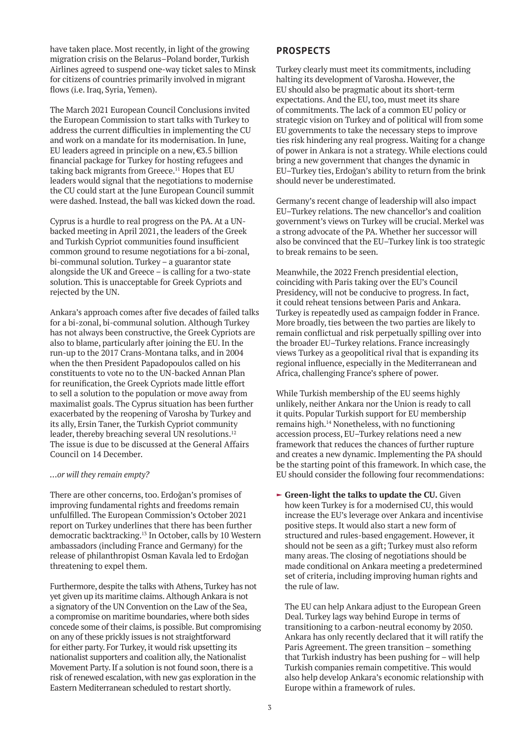have taken place. Most recently, in light of the growing migration crisis on the Belarus–Poland border, Turkish Airlines agreed to suspend one-way ticket sales to Minsk for citizens of countries primarily involved in migrant flows (i.e. Iraq, Syria, Yemen).

The March 2021 European Council Conclusions invited the European Commission to start talks with Turkey to address the current difficulties in implementing the CU and work on a mandate for its modernisation. In June, EU leaders agreed in principle on a new, €3.5 billion financial package for Turkey for hosting refugees and taking back migrants from Greece.[11] Hopes that EU leaders would signal that the negotiations to modernise the CU could start at the June European Council summit were dashed. Instead, the ball was kicked down the road.

Cyprus is a hurdle to real progress on the PA. At a UN-backed meeting in April 2021, the leaders of the Greek and Turkish Cypriot communities found insufficient common ground to resume negotiations for a bi-zonal, bi-communal solution. Turkey – a guarantor state alongside the UK and Greece – is calling for a two-state solution. This is unacceptable for Greek Cypriots and rejected by the UN.

Ankara's approach comes after five decades of failed talks for a bi-zonal, bi-communal solution. Although Turkey has not always been constructive, the Greek Cypriots are also to blame, particularly after joining the EU. In the run-up to the 2017 Crans-Montana talks, and in 2004 when the then President Papadopoulos called on his constituents to vote no to the UN-backed Annan Plan for reunification, the Greek Cypriots made little effort to sell a solution to the population or move away from maximalist goals. The Cyprus situation has been further exacerbated by the reopening of Varosha by Turkey and its ally, Ersin Taner, the Turkish Cypriot community leader, thereby breaching several UN resolutions.[12] The issue is due to be discussed at the General Affairs Council on 14 December.

*…or will they remain empty?*

There are other concerns, too. Erdoğan's promises of improving fundamental rights and freedoms remain unfulfilled. The European Commission's October 2021 report on Turkey underlines that there has been further democratic backtracking.[13] In October, calls by 10 Western ambassadors (including France and Germany) for the release of philanthropist Osman Kavala led to Erdoğan threatening to expel them.

Furthermore, despite the talks with Athens, Turkey has not yet given up its maritime claims. Although Ankara is not a signatory of the UN Convention on the Law of the Sea, a compromise on maritime boundaries, where both sides concede some of their claims, is possible. But compromising on any of these prickly issues is not straightforward for either party. For Turkey, it would risk upsetting its nationalist supporters and coalition ally, the Nationalist Movement Party. If a solution is not found soon, there is a risk of renewed escalation, with new gas exploration in the Eastern Mediterranean scheduled to restart shortly.

## PROSPECTS

Turkey clearly must meet its commitments, including halting its development of Varosha. However, the EU should also be pragmatic about its short-term expectations. And the EU, too, must meet its share of commitments. The lack of a common EU policy or strategic vision on Turkey and of political will from some EU governments to take the necessary steps to improve ties risk hindering any real progress. Waiting for a change of power in Ankara is not a strategy. While elections could bring a new government that changes the dynamic in EU–Turkey ties, Erdoğan's ability to return from the brink should never be underestimated.

Germany's recent change of leadership will also impact EU–Turkey relations. The new chancellor's and coalition government's views on Turkey will be crucial. Merkel was a strong advocate of the PA. Whether her successor will also be convinced that the EU–Turkey link is too strategic to break remains to be seen.

Meanwhile, the 2022 French presidential election, coinciding with Paris taking over the EU's Council Presidency, will not be conducive to progress. In fact, it could reheat tensions between Paris and Ankara. Turkey is repeatedly used as campaign fodder in France. More broadly, ties between the two parties are likely to remain conflictual and risk perpetually spilling over into the broader EU–Turkey relations. France increasingly views Turkey as a geopolitical rival that is expanding its regional influence, especially in the Mediterranean and Africa, challenging France's sphere of power.

While Turkish membership of the EU seems highly unlikely, neither Ankara nor the Union is ready to call it quits. Popular Turkish support for EU membership remains high.[14] Nonetheless, with no functioning accession process, EU–Turkey relations need a new framework that reduces the chances of further rupture and creates a new dynamic. Implementing the PA should be the starting point of this framework. In which case, the EU should consider the following four recommendations:

- **Green-light the talks to update the CU.** Given how keen Turkey is for a modernised CU, this would increase the EU's leverage over Ankara and incentivise positive steps. It would also start a new form of structured and rules-based engagement. However, it should not be seen as a gift; Turkey must also reform many areas. The closing of negotiations should be made conditional on Ankara meeting a predetermined set of criteria, including improving human rights and the rule of law.

  The EU can help Ankara adjust to the European Green Deal. Turkey lags way behind Europe in terms of transitioning to a carbon-neutral economy by 2050. Ankara has only recently declared that it will ratify the Paris Agreement. The green transition – something that Turkish industry has been pushing for – will help Turkish companies remain competitive. This would also help develop Ankara's economic relationship with Europe within a framework of rules.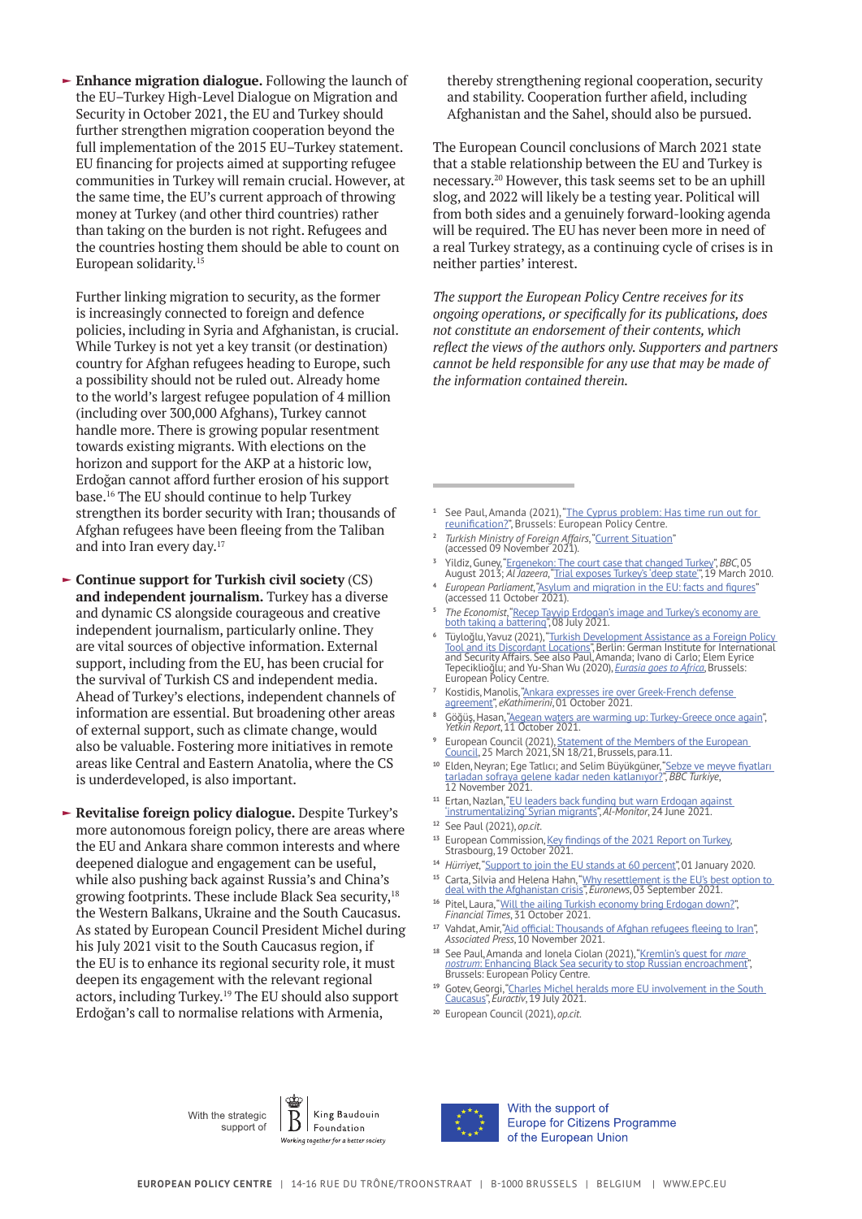- **Enhance migration dialogue.** Following the launch of the EU–Turkey High-Level Dialogue on Migration and Security in October 2021, the EU and Turkey should further strengthen migration cooperation beyond the full implementation of the 2015 EU–Turkey statement. EU financing for projects aimed at supporting refugee communities in Turkey will remain crucial. However, at the same time, the EU's current approach of throwing money at Turkey (and other third countries) rather than taking on the burden is not right. Refugees and the countries hosting them should be able to count on European solidarity.[15]

  Further linking migration to security, as the former is increasingly connected to foreign and defence policies, including in Syria and Afghanistan, is crucial. While Turkey is not yet a key transit (or destination) country for Afghan refugees heading to Europe, such a possibility should not be ruled out. Already home to the world's largest refugee population of 4 million (including over 300,000 Afghans), Turkey cannot handle more. There is growing popular resentment towards existing migrants. With elections on the horizon and support for the AKP at a historic low, Erdoğan cannot afford further erosion of his support base.[16] The EU should continue to help Turkey strengthen its border security with Iran; thousands of Afghan refugees have been fleeing from the Taliban and into Iran every day.[17]

- **Continue support for Turkish civil society** (CS) **and independent journalism.** Turkey has a diverse and dynamic CS alongside courageous and creative independent journalism, particularly online. They are vital sources of objective information. External support, including from the EU, has been crucial for the survival of Turkish CS and independent media. Ahead of Turkey's elections, independent channels of information are essential. But broadening other areas of external support, such as climate change, would also be valuable. Fostering more initiatives in remote areas like Central and Eastern Anatolia, where the CS is underdeveloped, is also important.

- **Revitalise foreign policy dialogue.** Despite Turkey's more autonomous foreign policy, there are areas where the EU and Ankara share common interests and where deepened dialogue and engagement can be useful, while also pushing back against Russia's and China's growing footprints. These include Black Sea security,[18] the Western Balkans, Ukraine and the South Caucasus. As stated by European Council President Michel during his July 2021 visit to the South Caucasus region, if the EU is to enhance its regional security role, it must deepen its engagement with the relevant regional actors, including Turkey.[19] The EU should also support Erdoğan's call to normalise relations with Armenia, thereby strengthening regional cooperation, security and stability. Cooperation further afield, including Afghanistan and the Sahel, should also be pursued.

The European Council conclusions of March 2021 state that a stable relationship between the EU and Turkey is necessary.[20] However, this task seems set to be an uphill slog, and 2022 will likely be a testing year. Political will from both sides and a genuinely forward-looking agenda will be required. The EU has never been more in need of a real Turkey strategy, as a continuing cycle of crises is in neither parties' interest.

*The support the European Policy Centre receives for its ongoing operations, or specifically for its publications, does not constitute an endorsement of their contents, which reflect the views of the authors only. Supporters and partners cannot be held responsible for any use that may be made of the information contained therein.*

---

1. See Paul, Amanda (2021), "The Cyprus problem: Has time run out for reunification?", Brussels: European Policy Centre.
2. *Turkish Ministry of Foreign Affairs*, "Current Situation" (accessed 09 November 2021).
3. Yildiz, Guney, "Ergenekon: The court case that changed Turkey", *BBC*, 05 August 2013; *Al Jazeera*, "Trial exposes Turkey's 'deep state'", 19 March 2010.
4. *European Parliament*, "Asylum and migration in the EU: facts and figures" (accessed 11 October 2021).
5. *The Economist*, "Recep Tayyip Erdogan's image and Turkey's economy are both taking a battering", 08 July 2021.
6. Tüyloğlu, Yavuz (2021), "Turkish Development Assistance as a Foreign Policy Tool and its Discordant Locations", Berlin: German Institute for International and Security Affairs. See also Paul, Amanda; Ivano di Carlo; Elem Eyrice Tepeciklioğlu; and Yu-Shan Wu (2020), *Eurasia goes to Africa*, Brussels: European Policy Centre.
7. Kostidis, Manolis, "Ankara expresses ire over Greek-French defense agreement", *eKathimerini*, 01 October 2021.
8. Göğüş, Hasan, "Aegean waters are warming up: Turkey-Greece once again", *Yetkin Report*, 11 October 2021.
9. European Council (2021), Statement of the Members of the European Council, 25 March 2021, SN 18/21, Brussels, para.11.
10. Elden, Neyran; Ege Tatlıcı; and Selim Büyükgüner, "Sebze ve meyve fiyatları tarladan sofraya gelene kadar neden katlanıyor?", *BBC Türkiye*, 12 November 2021.
11. Ertan, Nazlan, "EU leaders back funding but warn Erdogan against 'instrumentalizing' Syrian migrants", *Al-Monitor*, 24 June 2021.
12. See Paul (2021), *op.cit.*
13. European Commission, Key findings of the 2021 Report on Turkey, Strasbourg, 19 October 2021.
14. *Hürriyet*, "Support to join the EU stands at 60 percent", 01 January 2020.
15. Carta, Silvia and Helena Hahn, "Why resettlement is the EU's best option to deal with the Afghanistan crisis", *Euronews*, 03 September 2021.
16. Pitel, Laura, "Will the ailing Turkish economy bring Erdogan down?", *Financial Times*, 31 October 2021.
17. Vahdat, Amir, "Aid official: Thousands of Afghan refugees fleeing to Iran", *Associated Press*, 10 November 2021.
18. See Paul, Amanda and Ionela Ciolan (2021), "Kremlin's quest for *mare nostrum*: Enhancing Black Sea security to stop Russian encroachment", Brussels: European Policy Centre.
19. Gotev, Georgi, "Charles Michel heralds more EU involvement in the South Caucasus", *Euractiv*, 19 July 2021.
20. European Council (2021), *op.cit.*

With the strategic support of King Baudouin Foundation — Working together for a better society

With the support of Europe for Citizens Programme of the European Union